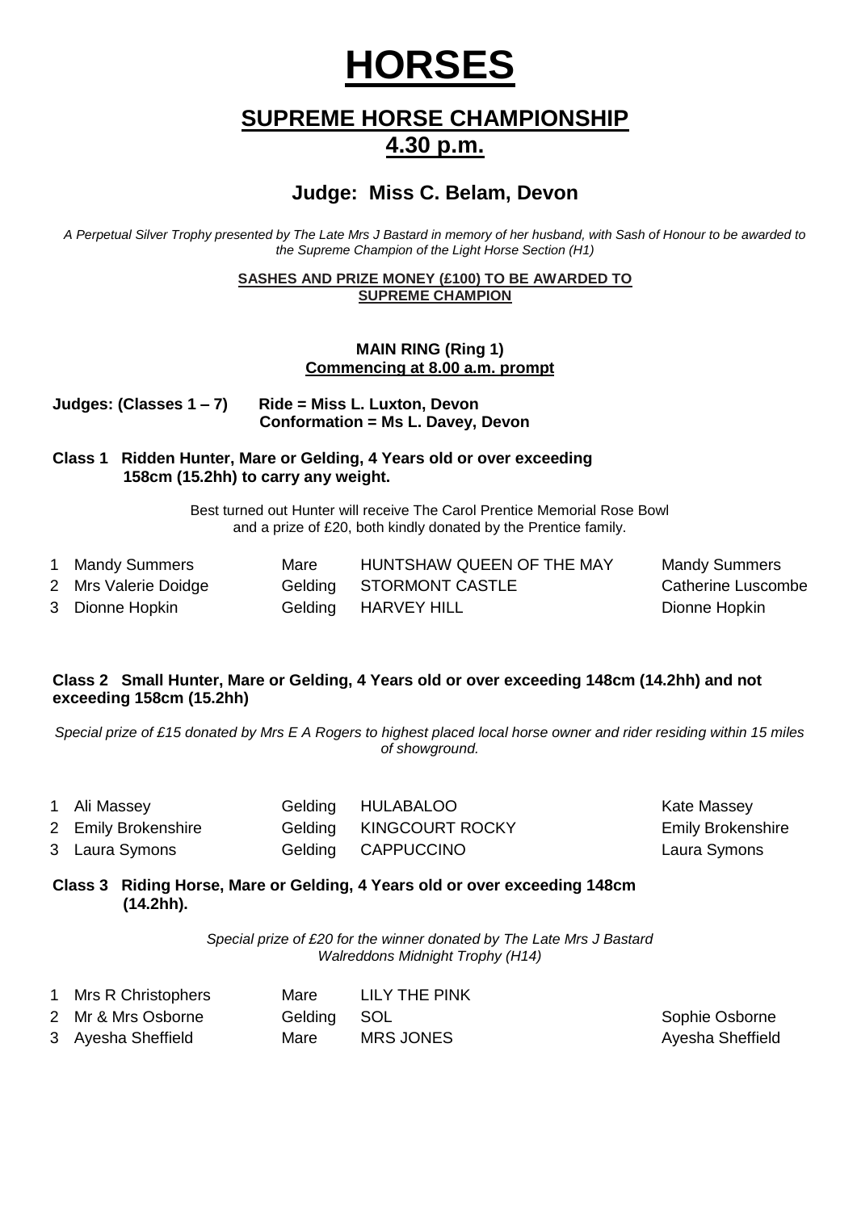# HORSES

## SUPREME HORSE CHAMPIONSHIP
## 4.30 p.m.

### Judge: Miss C. Belam, Devon

*A Perpetual Silver Trophy presented by The Late Mrs J Bastard in memory of her husband, with Sash of Honour to be awarded to the Supreme Champion of the Light Horse Section (H1)*

**SASHES AND PRIZE MONEY (£100) TO BE AWARDED TO SUPREME CHAMPION**

**MAIN RING (Ring 1)**
**Commencing at 8.00 a.m. prompt**

**Judges: (Classes 1 – 7) Ride = Miss L. Luxton, Devon**
**Conformation = Ms L. Davey, Devon**

**Class 1 Ridden Hunter, Mare or Gelding, 4 Years old or over exceeding 158cm (15.2hh) to carry any weight.**

Best turned out Hunter will receive The Carol Prentice Memorial Rose Bowl and a prize of £20, both kindly donated by the Prentice family.

| | | | | |
|---|---|---|---|---|
| 1 | Mandy Summers | Mare | HUNTSHAW QUEEN OF THE MAY | Mandy Summers |
| 2 | Mrs Valerie Doidge | Gelding | STORMONT CASTLE | Catherine Luscombe |
| 3 | Dionne Hopkin | Gelding | HARVEY HILL | Dionne Hopkin |

**Class 2 Small Hunter, Mare or Gelding, 4 Years old or over exceeding 148cm (14.2hh) and not exceeding 158cm (15.2hh)**

*Special prize of £15 donated by Mrs E A Rogers to highest placed local horse owner and rider residing within 15 miles of showground.*

| | | | | |
|---|---|---|---|---|
| 1 | Ali Massey | Gelding | HULABALOO | Kate Massey |
| 2 | Emily Brokenshire | Gelding | KINGCOURT ROCKY | Emily Brokenshire |
| 3 | Laura Symons | Gelding | CAPPUCCINO | Laura Symons |

**Class 3 Riding Horse, Mare or Gelding, 4 Years old or over exceeding 148cm (14.2hh).**

*Special prize of £20 for the winner donated by The Late Mrs J Bastard*
*Walreddons Midnight Trophy (H14)*

| | | | | |
|---|---|---|---|---|
| 1 | Mrs R Christophers | Mare | LILY THE PINK | |
| 2 | Mr & Mrs Osborne | Gelding | SOL | Sophie Osborne |
| 3 | Ayesha Sheffield | Mare | MRS JONES | Ayesha Sheffield |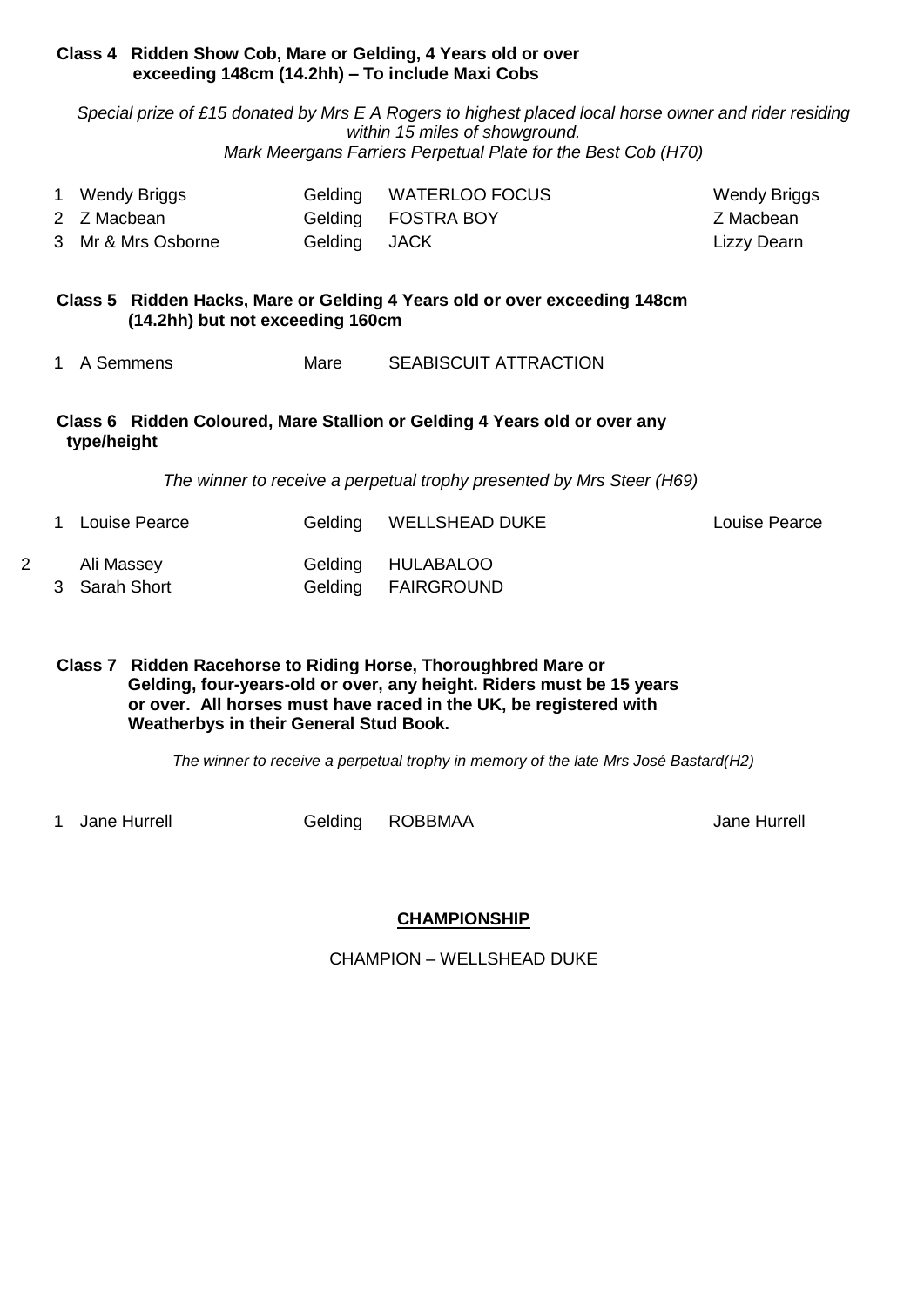**Class 4 Ridden Show Cob, Mare or Gelding, 4 Years old or over exceeding 148cm (14.2hh) – To include Maxi Cobs**

*Special prize of £15 donated by Mrs E A Rogers to highest placed local horse owner and rider residing within 15 miles of showground.*
*Mark Meergans Farriers Perpetual Plate for the Best Cob (H70)*

| | | | | |
|---|---|---|---|---|
| 1 | Wendy Briggs | Gelding | WATERLOO FOCUS | Wendy Briggs |
| 2 | Z Macbean | Gelding | FOSTRA BOY | Z Macbean |
| 3 | Mr & Mrs Osborne | Gelding | JACK | Lizzy Dearn |

**Class 5 Ridden Hacks, Mare or Gelding 4 Years old or over exceeding 148cm (14.2hh) but not exceeding 160cm**

| | | | | |
|---|---|---|---|---|
| 1 | A Semmens | Mare | SEABISCUIT ATTRACTION | |

**Class 6 Ridden Coloured, Mare Stallion or Gelding 4 Years old or over any type/height**

*The winner to receive a perpetual trophy presented by Mrs Steer (H69)*

| | | | | |
|---|---|---|---|---|
| 1 | Louise Pearce | Gelding | WELLSHEAD DUKE | Louise Pearce |
| 2 | Ali Massey | Gelding | HULABALOO | |
| 3 | Sarah Short | Gelding | FAIRGROUND | |

**Class 7 Ridden Racehorse to Riding Horse, Thoroughbred Mare or Gelding, four-years-old or over, any height. Riders must be 15 years or over. All horses must have raced in the UK, be registered with Weatherbys in their General Stud Book.**

*The winner to receive a perpetual trophy in memory of the late Mrs José Bastard(H2)*

| | | | | |
|---|---|---|---|---|
| 1 | Jane Hurrell | Gelding | ROBBMAA | Jane Hurrell |

## CHAMPIONSHIP

CHAMPION – WELLSHEAD DUKE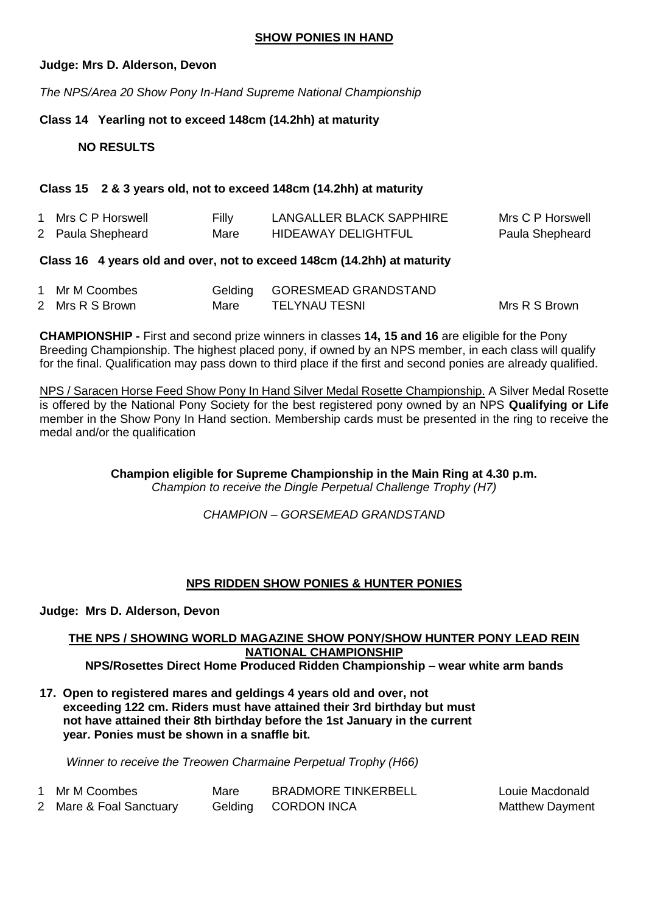**SHOW PONIES IN HAND**

**Judge: Mrs D. Alderson, Devon**

*The NPS/Area 20 Show Pony In-Hand Supreme National Championship*

**Class 14 Yearling not to exceed 148cm (14.2hh) at maturity**

**NO RESULTS**

**Class 15 2 & 3 years old, not to exceed 148cm (14.2hh) at maturity**

| | | | | |
|---|---|---|---|---|
| 1 | Mrs C P Horswell | Filly | LANGALLER BLACK SAPPHIRE | Mrs C P Horswell |
| 2 | Paula Shepheard | Mare | HIDEAWAY DELIGHTFUL | Paula Shepheard |

**Class 16 4 years old and over, not to exceed 148cm (14.2hh) at maturity**

| | | | | |
|---|---|---|---|---|
| 1 | Mr M Coombes | Gelding | GORESMEAD GRANDSTAND | |
| 2 | Mrs R S Brown | Mare | TELYNAU TESNI | Mrs R S Brown |

**CHAMPIONSHIP -** First and second prize winners in classes **14, 15 and 16** are eligible for the Pony Breeding Championship. The highest placed pony, if owned by an NPS member, in each class will qualify for the final. Qualification may pass down to third place if the first and second ponies are already qualified.

NPS / Saracen Horse Feed Show Pony In Hand Silver Medal Rosette Championship. A Silver Medal Rosette is offered by the National Pony Society for the best registered pony owned by an NPS **Qualifying or Life** member in the Show Pony In Hand section. Membership cards must be presented in the ring to receive the medal and/or the qualification

**Champion eligible for Supreme Championship in the Main Ring at 4.30 p.m.**
*Champion to receive the Dingle Perpetual Challenge Trophy (H7)*

*CHAMPION – GORSEMEAD GRANDSTAND*

**NPS RIDDEN SHOW PONIES & HUNTER PONIES**

**Judge: Mrs D. Alderson, Devon**

**THE NPS / SHOWING WORLD MAGAZINE SHOW PONY/SHOW HUNTER PONY LEAD REIN NATIONAL CHAMPIONSHIP**
**NPS/Rosettes Direct Home Produced Ridden Championship – wear white arm bands**

**17. Open to registered mares and geldings 4 years old and over, not exceeding 122 cm. Riders must have attained their 3rd birthday but must not have attained their 8th birthday before the 1st January in the current year. Ponies must be shown in a snaffle bit.**

*Winner to receive the Treowen Charmaine Perpetual Trophy (H66)*

| | | | | |
|---|---|---|---|---|
| 1 | Mr M Coombes | Mare | BRADMORE TINKERBELL | Louie Macdonald |
| 2 | Mare & Foal Sanctuary | Gelding | CORDON INCA | Matthew Dayment |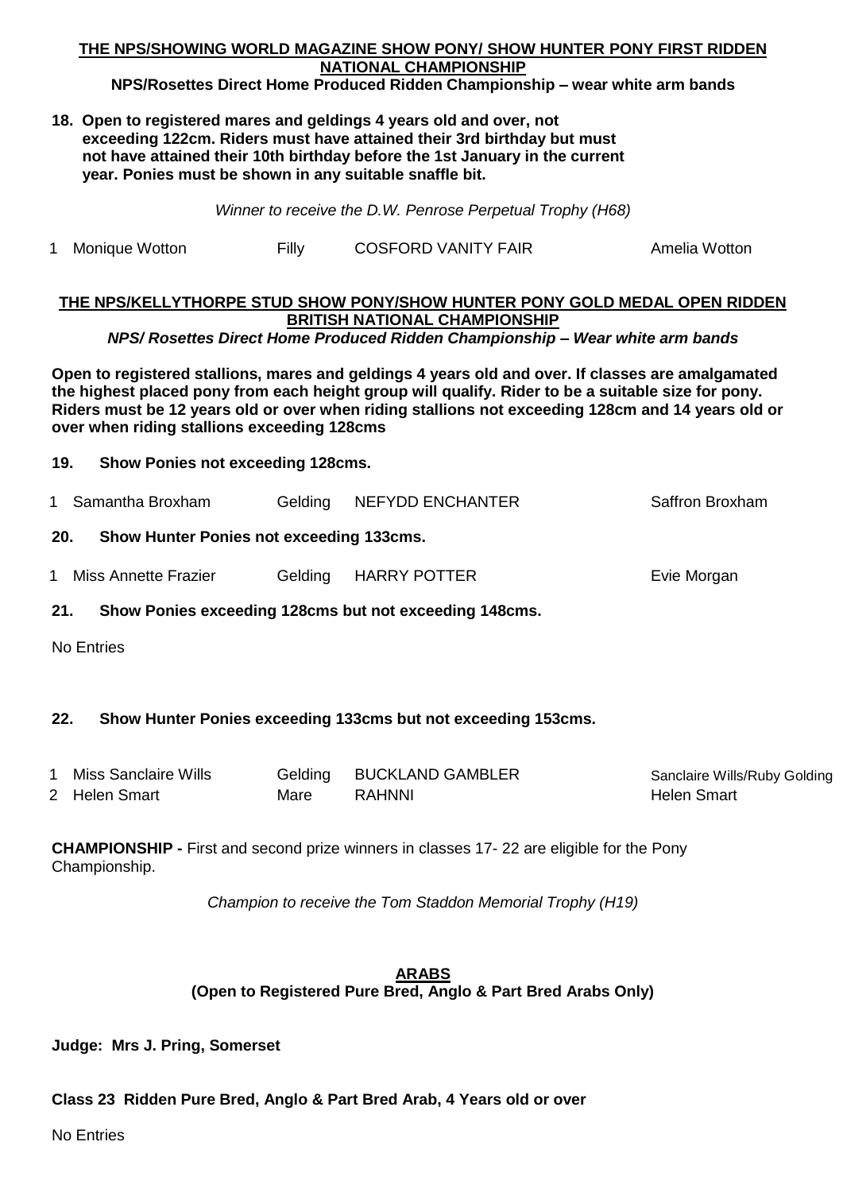**THE NPS/SHOWING WORLD MAGAZINE SHOW PONY/ SHOW HUNTER PONY FIRST RIDDEN NATIONAL CHAMPIONSHIP**

**NPS/Rosettes Direct Home Produced Ridden Championship – wear white arm bands**

**18. Open to registered mares and geldings 4 years old and over, not exceeding 122cm. Riders must have attained their 3rd birthday but must not have attained their 10th birthday before the 1st January in the current year. Ponies must be shown in any suitable snaffle bit.**

*Winner to receive the D.W. Penrose Perpetual Trophy (H68)*

| | | | | |
|---|---|---|---|---|
| 1 | Monique Wotton | Filly | COSFORD VANITY FAIR | Amelia Wotton |

**THE NPS/KELLYTHORPE STUD SHOW PONY/SHOW HUNTER PONY GOLD MEDAL OPEN RIDDEN BRITISH NATIONAL CHAMPIONSHIP**

***NPS/ Rosettes Direct Home Produced Ridden Championship – Wear white arm bands***

**Open to registered stallions, mares and geldings 4 years old and over. If classes are amalgamated the highest placed pony from each height group will qualify. Rider to be a suitable size for pony. Riders must be 12 years old or over when riding stallions not exceeding 128cm and 14 years old or over when riding stallions exceeding 128cms**

**19. Show Ponies not exceeding 128cms.**

| | | | | |
|---|---|---|---|---|
| 1 | Samantha Broxham | Gelding | NEFYDD ENCHANTER | Saffron Broxham |

**20. Show Hunter Ponies not exceeding 133cms.**

| | | | | |
|---|---|---|---|---|
| 1 | Miss Annette Frazier | Gelding | HARRY POTTER | Evie Morgan |

**21. Show Ponies exceeding 128cms but not exceeding 148cms.**

No Entries

**22. Show Hunter Ponies exceeding 133cms but not exceeding 153cms.**

| | | | | |
|---|---|---|---|---|
| 1 | Miss Sanclaire Wills | Gelding | BUCKLAND GAMBLER | Sanclaire Wills/Ruby Golding |
| 2 | Helen Smart | Mare | RAHNNI | Helen Smart |

**CHAMPIONSHIP -** First and second prize winners in classes 17- 22 are eligible for the Pony Championship.

*Champion to receive the Tom Staddon Memorial Trophy (H19)*

## ARABS

**(Open to Registered Pure Bred, Anglo & Part Bred Arabs Only)**

**Judge: Mrs J. Pring, Somerset**

**Class 23 Ridden Pure Bred, Anglo & Part Bred Arab, 4 Years old or over**

No Entries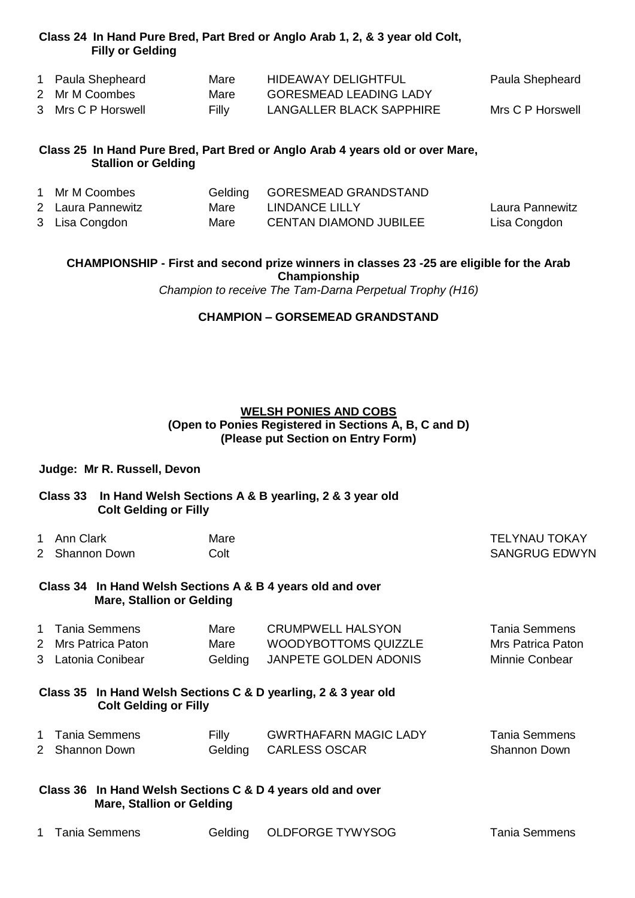**Class 24 In Hand Pure Bred, Part Bred or Anglo Arab 1, 2, & 3 year old Colt, Filly or Gelding**

| | | | | |
|---|---|---|---|---|
| 1 | Paula Shepheard | Mare | HIDEAWAY DELIGHTFUL | Paula Shepheard |
| 2 | Mr M Coombes | Mare | GORESMEAD LEADING LADY | |
| 3 | Mrs C P Horswell | Filly | LANGALLER BLACK SAPPHIRE | Mrs C P Horswell |

**Class 25 In Hand Pure Bred, Part Bred or Anglo Arab 4 years old or over Mare, Stallion or Gelding**

| | | | | |
|---|---|---|---|---|
| 1 | Mr M Coombes | Gelding | GORESMEAD GRANDSTAND | |
| 2 | Laura Pannewitz | Mare | LINDANCE LILLY | Laura Pannewitz |
| 3 | Lisa Congdon | Mare | CENTAN DIAMOND JUBILEE | Lisa Congdon |

**CHAMPIONSHIP - First and second prize winners in classes 23 -25 are eligible for the Arab Championship**

*Champion to receive The Tam-Darna Perpetual Trophy (H16)*

**CHAMPION – GORSEMEAD GRANDSTAND**

## WELSH PONIES AND COBS

**(Open to Ponies Registered in Sections A, B, C and D)**
**(Please put Section on Entry Form)**

**Judge: Mr R. Russell, Devon**

**Class 33 In Hand Welsh Sections A & B yearling, 2 & 3 year old Colt Gelding or Filly**

| | | | |
|---|---|---|---|
| 1 | Ann Clark | Mare | TELYNAU TOKAY |
| 2 | Shannon Down | Colt | SANGRUG EDWYN |

**Class 34 In Hand Welsh Sections A & B 4 years old and over Mare, Stallion or Gelding**

| | | | | |
|---|---|---|---|---|
| 1 | Tania Semmens | Mare | CRUMPWELL HALSYON | Tania Semmens |
| 2 | Mrs Patrica Paton | Mare | WOODYBOTTOMS QUIZZLE | Mrs Patrica Paton |
| 3 | Latonia Conibear | Gelding | JANPETE GOLDEN ADONIS | Minnie Conbear |

**Class 35 In Hand Welsh Sections C & D yearling, 2 & 3 year old Colt Gelding or Filly**

| | | | | |
|---|---|---|---|---|
| 1 | Tania Semmens | Filly | GWRTHAFARN MAGIC LADY | Tania Semmens |
| 2 | Shannon Down | Gelding | CARLESS OSCAR | Shannon Down |

**Class 36 In Hand Welsh Sections C & D 4 years old and over Mare, Stallion or Gelding**

| | | | | |
|---|---|---|---|---|
| 1 | Tania Semmens | Gelding | OLDFORGE TYWYSOG | Tania Semmens |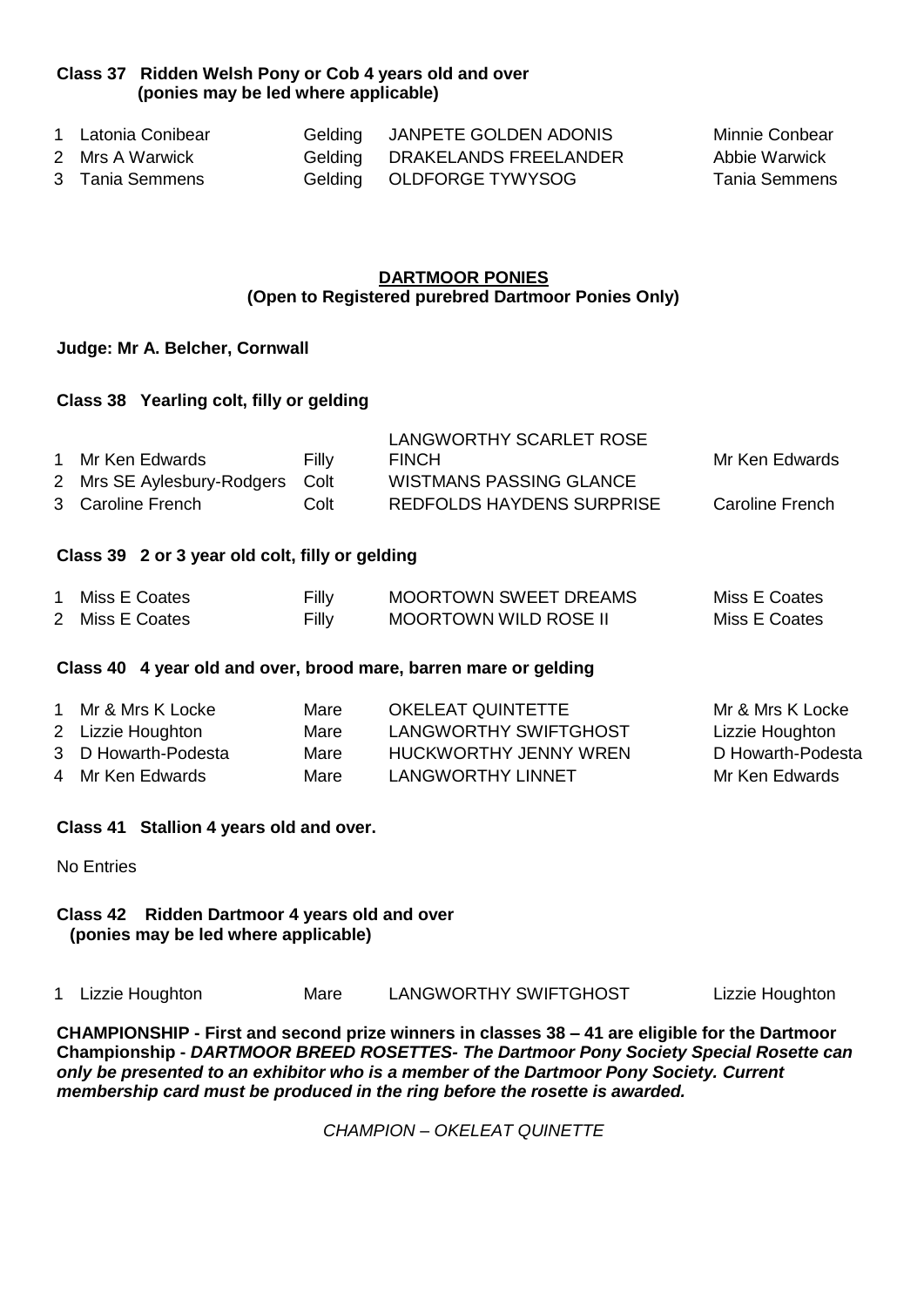**Class 37 Ridden Welsh Pony or Cob 4 years old and over (ponies may be led where applicable)**

| | | | | |
|---|---|---|---|---|
| 1 | Latonia Conibear | Gelding | JANPETE GOLDEN ADONIS | Minnie Conbear |
| 2 | Mrs A Warwick | Gelding | DRAKELANDS FREELANDER | Abbie Warwick |
| 3 | Tania Semmens | Gelding | OLDFORGE TYWYSOG | Tania Semmens |

## DARTMOOR PONIES

**(Open to Registered purebred Dartmoor Ponies Only)**

**Judge: Mr A. Belcher, Cornwall**

**Class 38 Yearling colt, filly or gelding**

| | | | | |
|---|---|---|---|---|
| 1 | Mr Ken Edwards | Filly | LANGWORTHY SCARLET ROSE FINCH | Mr Ken Edwards |
| 2 | Mrs SE Aylesbury-Rodgers | Colt | WISTMANS PASSING GLANCE | |
| 3 | Caroline French | Colt | REDFOLDS HAYDENS SURPRISE | Caroline French |

**Class 39 2 or 3 year old colt, filly or gelding**

| | | | | |
|---|---|---|---|---|
| 1 | Miss E Coates | Filly | MOORTOWN SWEET DREAMS | Miss E Coates |
| 2 | Miss E Coates | Filly | MOORTOWN WILD ROSE II | Miss E Coates |

**Class 40 4 year old and over, brood mare, barren mare or gelding**

| | | | | |
|---|---|---|---|---|
| 1 | Mr & Mrs K Locke | Mare | OKELEAT QUINTETTE | Mr & Mrs K Locke |
| 2 | Lizzie Houghton | Mare | LANGWORTHY SWIFTGHOST | Lizzie Houghton |
| 3 | D Howarth-Podesta | Mare | HUCKWORTHY JENNY WREN | D Howarth-Podesta |
| 4 | Mr Ken Edwards | Mare | LANGWORTHY LINNET | Mr Ken Edwards |

**Class 41 Stallion 4 years old and over.**

No Entries

**Class 42 Ridden Dartmoor 4 years old and over (ponies may be led where applicable)**

| | | | | |
|---|---|---|---|---|
| 1 | Lizzie Houghton | Mare | LANGWORTHY SWIFTGHOST | Lizzie Houghton |

**CHAMPIONSHIP - First and second prize winners in classes 38 – 41 are eligible for the Dartmoor Championship -** ***DARTMOOR BREED ROSETTES- The Dartmoor Pony Society Special Rosette can only be presented to an exhibitor who is a member of the Dartmoor Pony Society. Current membership card must be produced in the ring before the rosette is awarded.***

*CHAMPION – OKELEAT QUINETTE*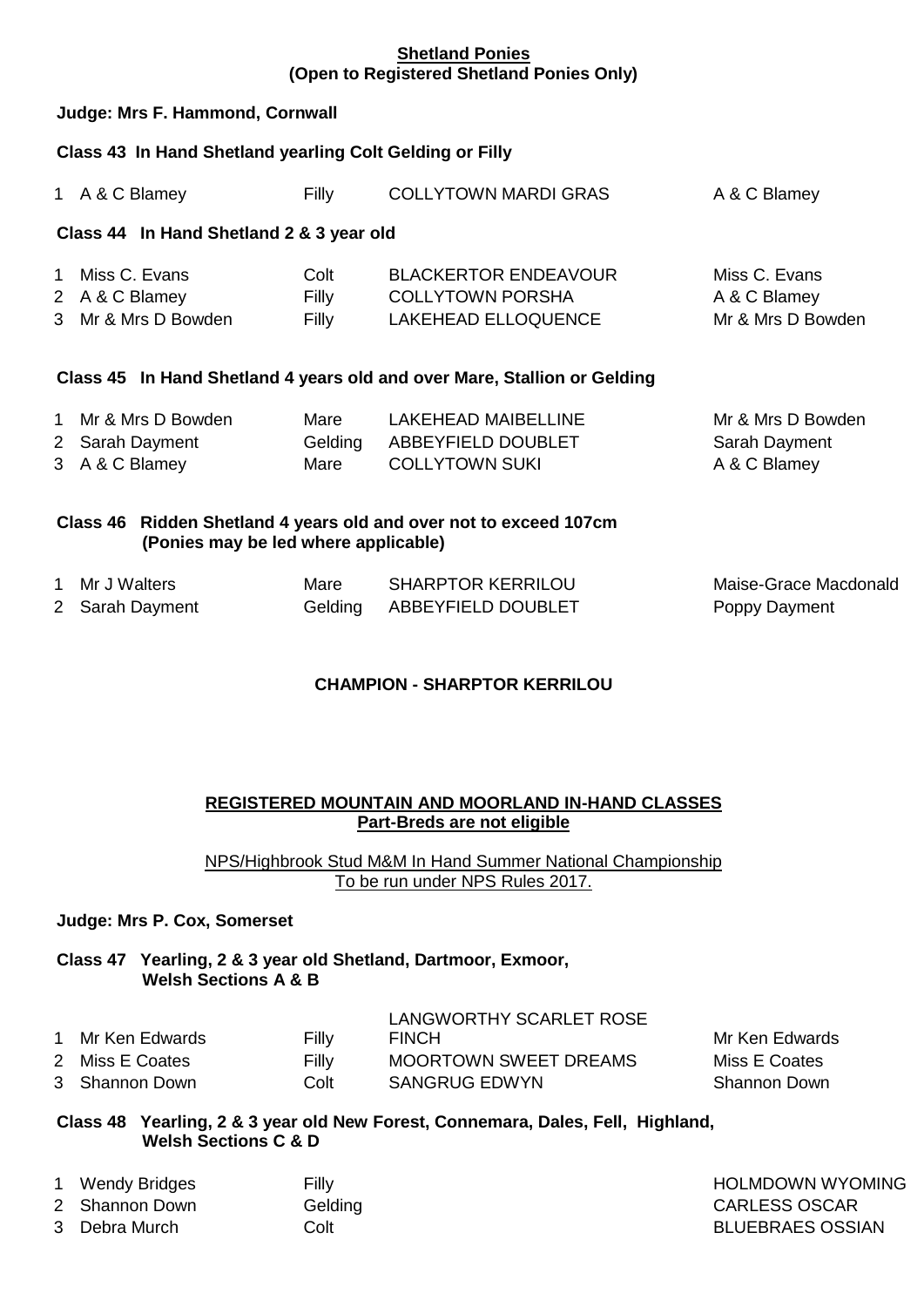**Shetland Ponies**
**(Open to Registered Shetland Ponies Only)**

**Judge: Mrs F. Hammond, Cornwall**

**Class 43 In Hand Shetland yearling Colt Gelding or Filly**

| | | | | |
|---|---|---|---|---|
| 1 | A & C Blamey | Filly | COLLYTOWN MARDI GRAS | A & C Blamey |

**Class 44 In Hand Shetland 2 & 3 year old**

| | | | | |
|---|---|---|---|---|
| 1 | Miss C. Evans | Colt | BLACKERTOR ENDEAVOUR | Miss C. Evans |
| 2 | A & C Blamey | Filly | COLLYTOWN PORSHA | A & C Blamey |
| 3 | Mr & Mrs D Bowden | Filly | LAKEHEAD ELLOQUENCE | Mr & Mrs D Bowden |

**Class 45 In Hand Shetland 4 years old and over Mare, Stallion or Gelding**

| | | | | |
|---|---|---|---|---|
| 1 | Mr & Mrs D Bowden | Mare | LAKEHEAD MAIBELLINE | Mr & Mrs D Bowden |
| 2 | Sarah Dayment | Gelding | ABBEYFIELD DOUBLET | Sarah Dayment |
| 3 | A & C Blamey | Mare | COLLYTOWN SUKI | A & C Blamey |

**Class 46 Ridden Shetland 4 years old and over not to exceed 107cm**
**(Ponies may be led where applicable)**

| | | | | |
|---|---|---|---|---|
| 1 | Mr J Walters | Mare | SHARPTOR KERRILOU | Maise-Grace Macdonald |
| 2 | Sarah Dayment | Gelding | ABBEYFIELD DOUBLET | Poppy Dayment |

**CHAMPION - SHARPTOR KERRILOU**

**REGISTERED MOUNTAIN AND MOORLAND IN-HAND CLASSES**
**Part-Breds are not eligible**

NPS/Highbrook Stud M&M In Hand Summer National Championship
To be run under NPS Rules 2017.

**Judge: Mrs P. Cox, Somerset**

**Class 47 Yearling, 2 & 3 year old Shetland, Dartmoor, Exmoor, Welsh Sections A & B**

| | | | | |
|---|---|---|---|---|
| 1 | Mr Ken Edwards | Filly | LANGWORTHY SCARLET ROSE FINCH | Mr Ken Edwards |
| 2 | Miss E Coates | Filly | MOORTOWN SWEET DREAMS | Miss E Coates |
| 3 | Shannon Down | Colt | SANGRUG EDWYN | Shannon Down |

**Class 48 Yearling, 2 & 3 year old New Forest, Connemara, Dales, Fell, Highland, Welsh Sections C & D**

| | | | |
|---|---|---|---|
| 1 | Wendy Bridges | Filly | HOLMDOWN WYOMING |
| 2 | Shannon Down | Gelding | CARLESS OSCAR |
| 3 | Debra Murch | Colt | BLUEBRAES OSSIAN |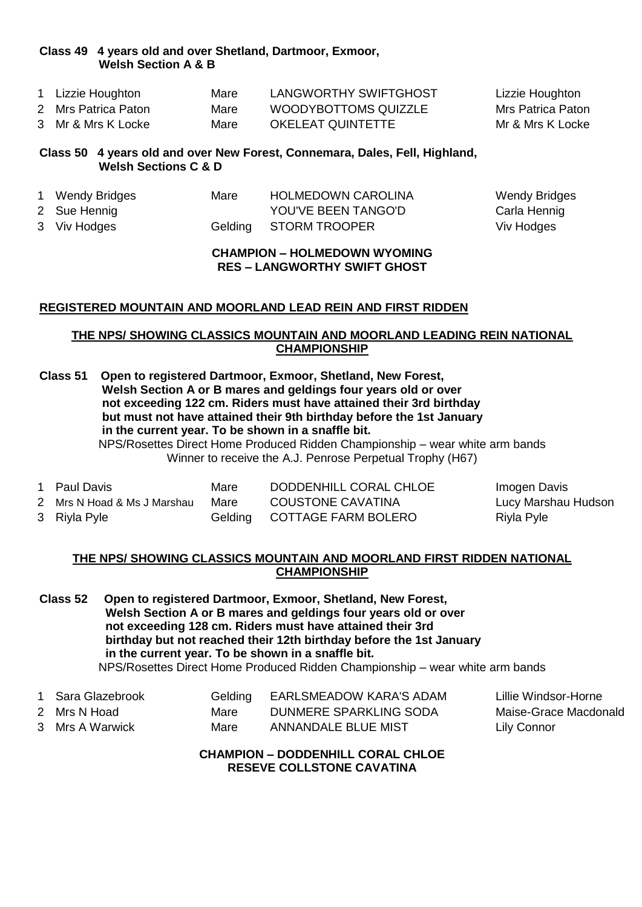**Class 49 4 years old and over Shetland, Dartmoor, Exmoor, Welsh Section A & B**

| | | | | |
|---|---|---|---|---|
| 1 | Lizzie Houghton | Mare | LANGWORTHY SWIFTGHOST | Lizzie Houghton |
| 2 | Mrs Patrica Paton | Mare | WOODYBOTTOMS QUIZZLE | Mrs Patrica Paton |
| 3 | Mr & Mrs K Locke | Mare | OKELEAT QUINTETTE | Mr & Mrs K Locke |

**Class 50 4 years old and over New Forest, Connemara, Dales, Fell, Highland, Welsh Sections C & D**

| | | | | |
|---|---|---|---|---|
| 1 | Wendy Bridges | Mare | HOLMEDOWN CAROLINA | Wendy Bridges |
| 2 | Sue Hennig | | YOU'VE BEEN TANGO'D | Carla Hennig |
| 3 | Viv Hodges | Gelding | STORM TROOPER | Viv Hodges |

**CHAMPION – HOLMEDOWN WYOMING**
**RES – LANGWORTHY SWIFT GHOST**

**REGISTERED MOUNTAIN AND MOORLAND LEAD REIN AND FIRST RIDDEN**

**THE NPS/ SHOWING CLASSICS MOUNTAIN AND MOORLAND LEADING REIN NATIONAL CHAMPIONSHIP**

**Class 51 Open to registered Dartmoor, Exmoor, Shetland, New Forest, Welsh Section A or B mares and geldings four years old or over not exceeding 122 cm. Riders must have attained their 3rd birthday but must not have attained their 9th birthday before the 1st January in the current year. To be shown in a snaffle bit.**

NPS/Rosettes Direct Home Produced Ridden Championship – wear white arm bands
Winner to receive the A.J. Penrose Perpetual Trophy (H67)

| | | | | |
|---|---|---|---|---|
| 1 | Paul Davis | Mare | DODDENHILL CORAL CHLOE | Imogen Davis |
| 2 | Mrs N Hoad & Ms J Marshau | Mare | COUSTONE CAVATINA | Lucy Marshau Hudson |
| 3 | Riyla Pyle | Gelding | COTTAGE FARM BOLERO | Riyla Pyle |

**THE NPS/ SHOWING CLASSICS MOUNTAIN AND MOORLAND FIRST RIDDEN NATIONAL CHAMPIONSHIP**

**Class 52 Open to registered Dartmoor, Exmoor, Shetland, New Forest, Welsh Section A or B mares and geldings four years old or over not exceeding 128 cm. Riders must have attained their 3rd birthday but not reached their 12th birthday before the 1st January in the current year. To be shown in a snaffle bit.**

NPS/Rosettes Direct Home Produced Ridden Championship – wear white arm bands

| | | | | |
|---|---|---|---|---|
| 1 | Sara Glazebrook | Gelding | EARLSMEADOW KARA'S ADAM | Lillie Windsor-Horne |
| 2 | Mrs N Hoad | Mare | DUNMERE SPARKLING SODA | Maise-Grace Macdonald |
| 3 | Mrs A Warwick | Mare | ANNANDALE BLUE MIST | Lily Connor |

**CHAMPION – DODDENHILL CORAL CHLOE**
**RESEVE COLLSTONE CAVATINA**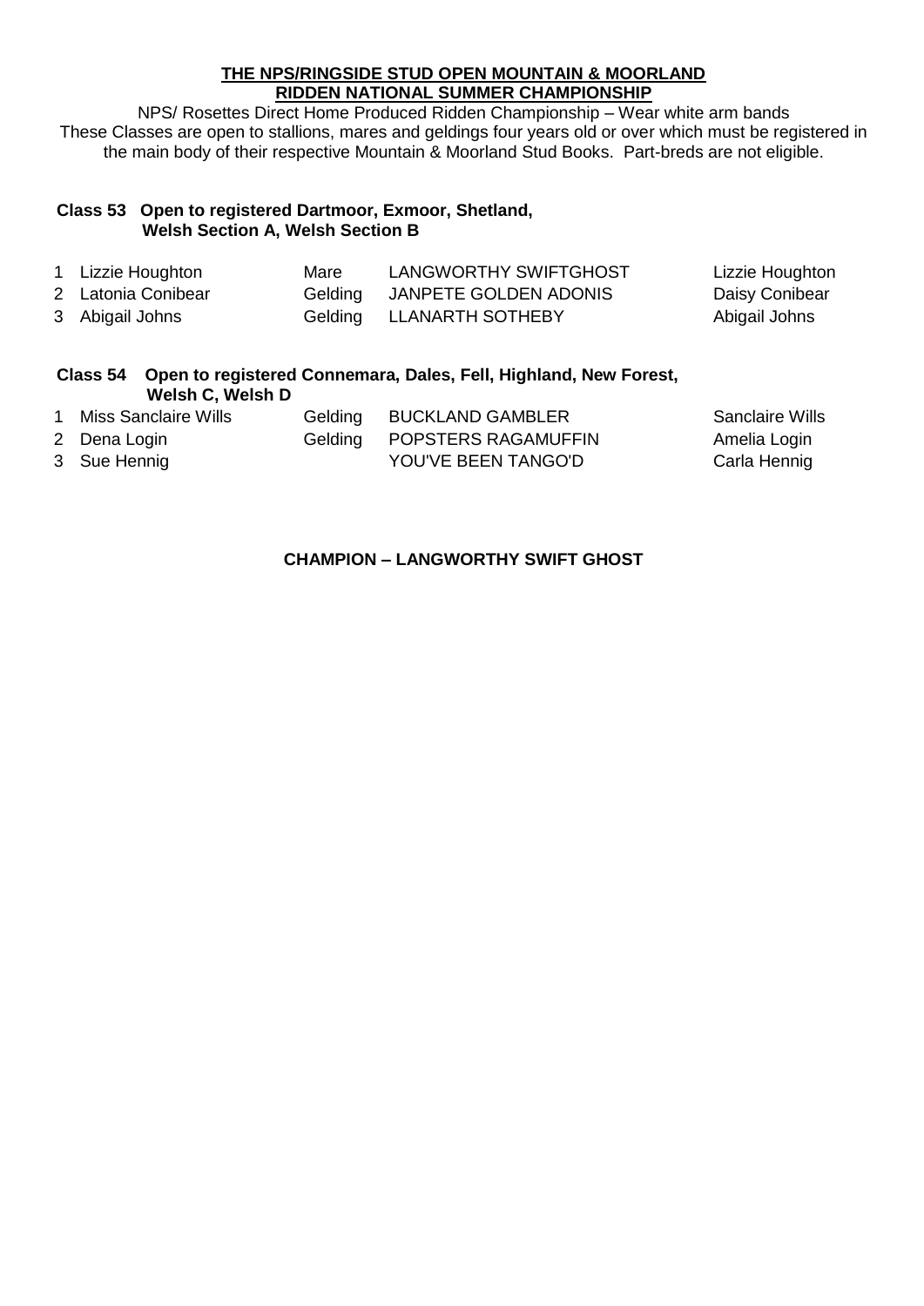**THE NPS/RINGSIDE STUD OPEN MOUNTAIN & MOORLAND RIDDEN NATIONAL SUMMER CHAMPIONSHIP**

NPS/ Rosettes Direct Home Produced Ridden Championship – Wear white arm bands

These Classes are open to stallions, mares and geldings four years old or over which must be registered in the main body of their respective Mountain & Moorland Stud Books. Part-breds are not eligible.

**Class 53 Open to registered Dartmoor, Exmoor, Shetland, Welsh Section A, Welsh Section B**

| | | | | |
|---|---|---|---|---|
| 1 | Lizzie Houghton | Mare | LANGWORTHY SWIFTGHOST | Lizzie Houghton |
| 2 | Latonia Conibear | Gelding | JANPETE GOLDEN ADONIS | Daisy Conibear |
| 3 | Abigail Johns | Gelding | LLANARTH SOTHEBY | Abigail Johns |

**Class 54 Open to registered Connemara, Dales, Fell, Highland, New Forest, Welsh C, Welsh D**

| | | | | |
|---|---|---|---|---|
| 1 | Miss Sanclaire Wills | Gelding | BUCKLAND GAMBLER | Sanclaire Wills |
| 2 | Dena Login | Gelding | POPSTERS RAGAMUFFIN | Amelia Login |
| 3 | Sue Hennig | | YOU'VE BEEN TANGO'D | Carla Hennig |

**CHAMPION – LANGWORTHY SWIFT GHOST**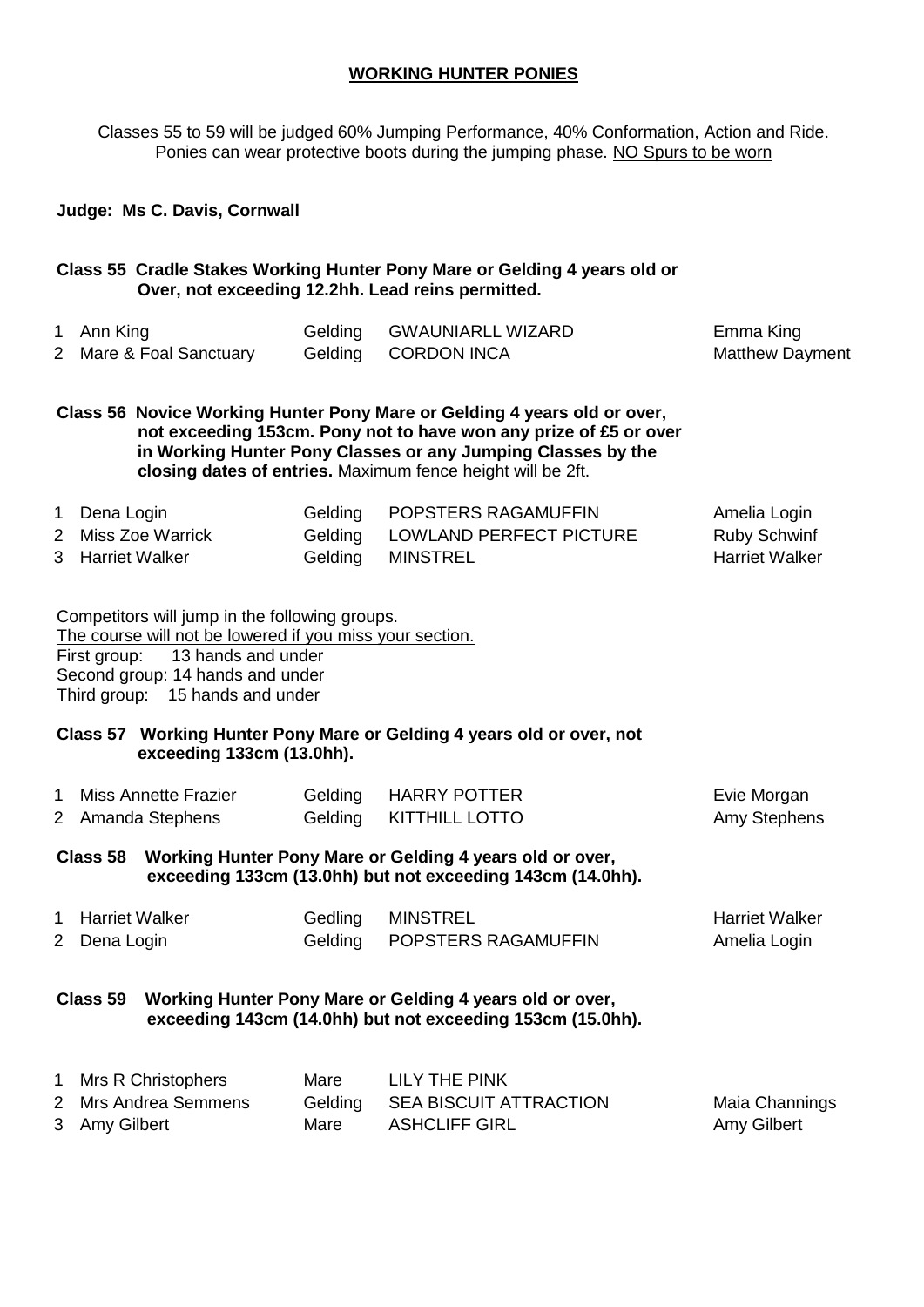# WORKING HUNTER PONIES

Classes 55 to 59 will be judged 60% Jumping Performance, 40% Conformation, Action and Ride. Ponies can wear protective boots during the jumping phase. NO Spurs to be worn

**Judge: Ms C. Davis, Cornwall**

**Class 55 Cradle Stakes Working Hunter Pony Mare or Gelding 4 years old or Over, not exceeding 12.2hh. Lead reins permitted.**

| | | | | |
|---|---|---|---|---|
| 1 | Ann King | Gelding | GWAUNIARLL WIZARD | Emma King |
| 2 | Mare & Foal Sanctuary | Gelding | CORDON INCA | Matthew Dayment |

**Class 56 Novice Working Hunter Pony Mare or Gelding 4 years old or over, not exceeding 153cm. Pony not to have won any prize of £5 or over in Working Hunter Pony Classes or any Jumping Classes by the closing dates of entries.** Maximum fence height will be 2ft.

| | | | | |
|---|---|---|---|---|
| 1 | Dena Login | Gelding | POPSTERS RAGAMUFFIN | Amelia Login |
| 2 | Miss Zoe Warrick | Gelding | LOWLAND PERFECT PICTURE | Ruby Schwinf |
| 3 | Harriet Walker | Gelding | MINSTREL | Harriet Walker |

Competitors will jump in the following groups.
The course will not be lowered if you miss your section.
First group: 13 hands and under
Second group: 14 hands and under
Third group: 15 hands and under

**Class 57 Working Hunter Pony Mare or Gelding 4 years old or over, not exceeding 133cm (13.0hh).**

| | | | | |
|---|---|---|---|---|
| 1 | Miss Annette Frazier | Gelding | HARRY POTTER | Evie Morgan |
| 2 | Amanda Stephens | Gelding | KITTHILL LOTTO | Amy Stephens |

**Class 58 Working Hunter Pony Mare or Gelding 4 years old or over, exceeding 133cm (13.0hh) but not exceeding 143cm (14.0hh).**

| | | | | |
|---|---|---|---|---|
| 1 | Harriet Walker | Gedling | MINSTREL | Harriet Walker |
| 2 | Dena Login | Gelding | POPSTERS RAGAMUFFIN | Amelia Login |

**Class 59 Working Hunter Pony Mare or Gelding 4 years old or over, exceeding 143cm (14.0hh) but not exceeding 153cm (15.0hh).**

| | | | | |
|---|---|---|---|---|
| 1 | Mrs R Christophers | Mare | LILY THE PINK | |
| 2 | Mrs Andrea Semmens | Gelding | SEA BISCUIT ATTRACTION | Maia Channings |
| 3 | Amy Gilbert | Mare | ASHCLIFF GIRL | Amy Gilbert |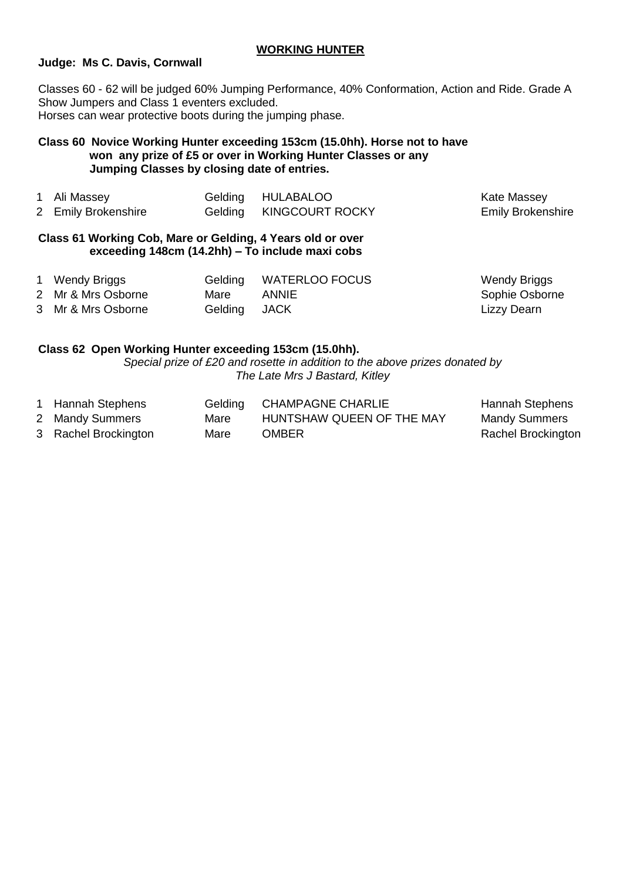## WORKING HUNTER

**Judge: Ms C. Davis, Cornwall**

Classes 60 - 62 will be judged 60% Jumping Performance, 40% Conformation, Action and Ride. Grade A Show Jumpers and Class 1 eventers excluded.
Horses can wear protective boots during the jumping phase.

**Class 60 Novice Working Hunter exceeding 153cm (15.0hh). Horse not to have won any prize of £5 or over in Working Hunter Classes or any Jumping Classes by closing date of entries.**

| | | | | |
|---|---|---|---|---|
| 1 | Ali Massey | Gelding | HULABALOO | Kate Massey |
| 2 | Emily Brokenshire | Gelding | KINGCOURT ROCKY | Emily Brokenshire |

**Class 61 Working Cob, Mare or Gelding, 4 Years old or over exceeding 148cm (14.2hh) – To include maxi cobs**

| | | | | |
|---|---|---|---|---|
| 1 | Wendy Briggs | Gelding | WATERLOO FOCUS | Wendy Briggs |
| 2 | Mr & Mrs Osborne | Mare | ANNIE | Sophie Osborne |
| 3 | Mr & Mrs Osborne | Gelding | JACK | Lizzy Dearn |

**Class 62 Open Working Hunter exceeding 153cm (15.0hh).**

*Special prize of £20 and rosette in addition to the above prizes donated by The Late Mrs J Bastard, Kitley*

| | | | | |
|---|---|---|---|---|
| 1 | Hannah Stephens | Gelding | CHAMPAGNE CHARLIE | Hannah Stephens |
| 2 | Mandy Summers | Mare | HUNTSHAW QUEEN OF THE MAY | Mandy Summers |
| 3 | Rachel Brockington | Mare | OMBER | Rachel Brockington |